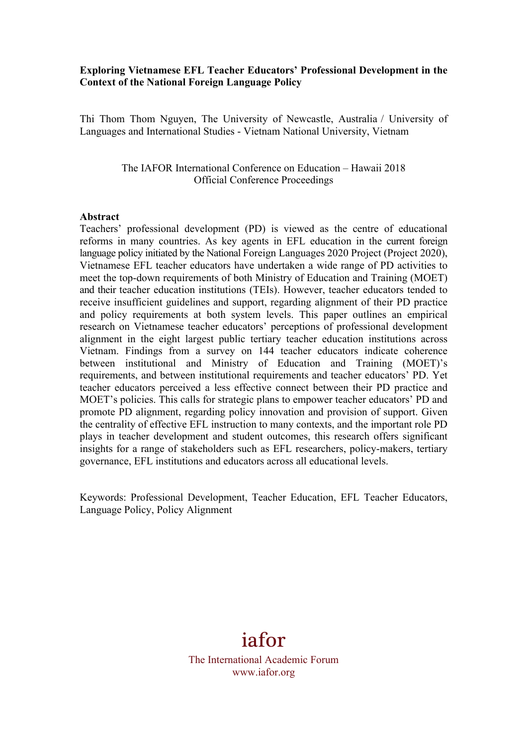**Exploring Vietnamese EFL Teacher Educators' Professional Development in the Context of the National Foreign Language Policy**

Thi Thom Thom Nguyen, The University of Newcastle, Australia / University of Languages and International Studies - Vietnam National University, Vietnam

The IAFOR International Conference on Education – Hawaii 2018
Official Conference Proceedings

**Abstract**

Teachers' professional development (PD) is viewed as the centre of educational reforms in many countries. As key agents in EFL education in the current foreign language policy initiated by the National Foreign Languages 2020 Project (Project 2020), Vietnamese EFL teacher educators have undertaken a wide range of PD activities to meet the top-down requirements of both Ministry of Education and Training (MOET) and their teacher education institutions (TEIs). However, teacher educators tended to receive insufficient guidelines and support, regarding alignment of their PD practice and policy requirements at both system levels. This paper outlines an empirical research on Vietnamese teacher educators' perceptions of professional development alignment in the eight largest public tertiary teacher education institutions across Vietnam. Findings from a survey on 144 teacher educators indicate coherence between institutional and Ministry of Education and Training (MOET)'s requirements, and between institutional requirements and teacher educators' PD. Yet teacher educators perceived a less effective connect between their PD practice and MOET's policies. This calls for strategic plans to empower teacher educators' PD and promote PD alignment, regarding policy innovation and provision of support. Given the centrality of effective EFL instruction to many contexts, and the important role PD plays in teacher development and student outcomes, this research offers significant insights for a range of stakeholders such as EFL researchers, policy-makers, tertiary governance, EFL institutions and educators across all educational levels.

Keywords: Professional Development, Teacher Education, EFL Teacher Educators, Language Policy, Policy Alignment

iafor
The International Academic Forum
www.iafor.org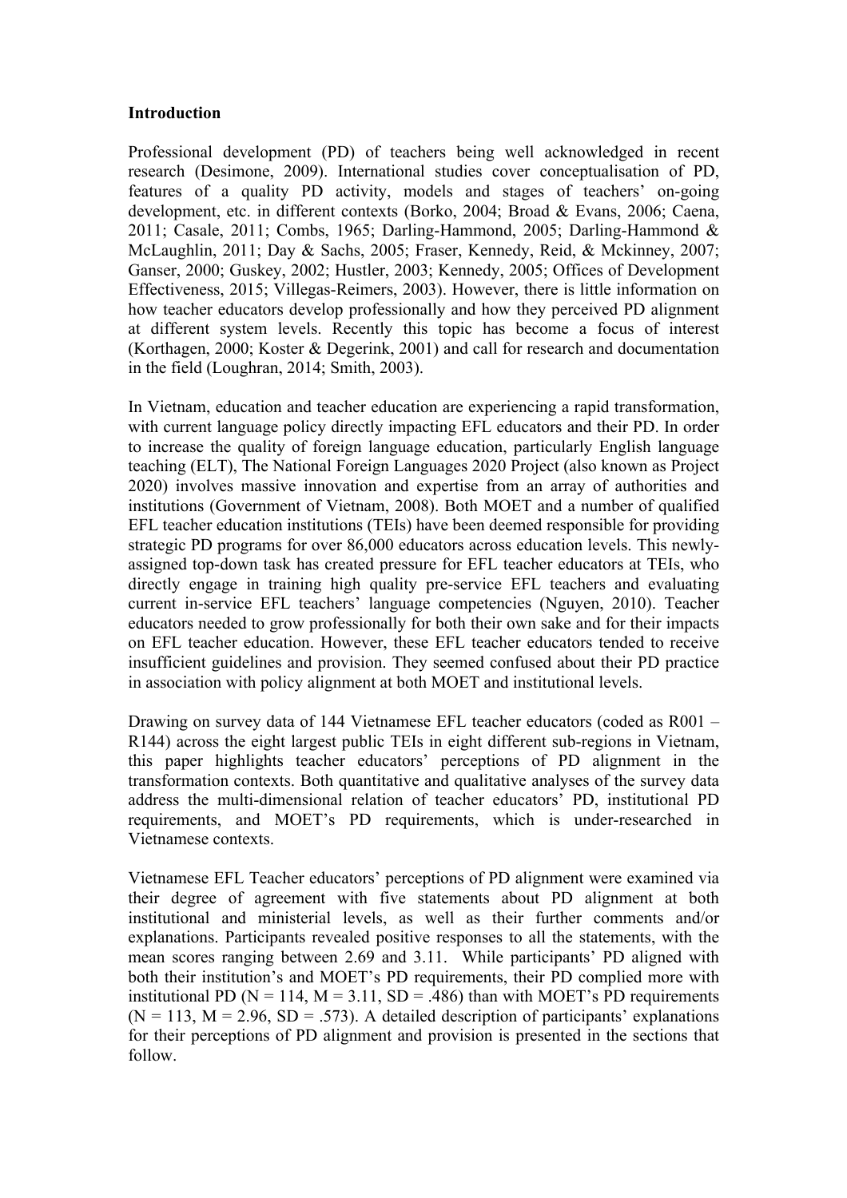**Introduction**

Professional development (PD) of teachers being well acknowledged in recent research (Desimone, 2009). International studies cover conceptualisation of PD, features of a quality PD activity, models and stages of teachers' on-going development, etc. in different contexts (Borko, 2004; Broad & Evans, 2006; Caena, 2011; Casale, 2011; Combs, 1965; Darling-Hammond, 2005; Darling-Hammond & McLaughlin, 2011; Day & Sachs, 2005; Fraser, Kennedy, Reid, & Mckinney, 2007; Ganser, 2000; Guskey, 2002; Hustler, 2003; Kennedy, 2005; Offices of Development Effectiveness, 2015; Villegas-Reimers, 2003). However, there is little information on how teacher educators develop professionally and how they perceived PD alignment at different system levels. Recently this topic has become a focus of interest (Korthagen, 2000; Koster & Degerink, 2001) and call for research and documentation in the field (Loughran, 2014; Smith, 2003).

In Vietnam, education and teacher education are experiencing a rapid transformation, with current language policy directly impacting EFL educators and their PD. In order to increase the quality of foreign language education, particularly English language teaching (ELT), The National Foreign Languages 2020 Project (also known as Project 2020) involves massive innovation and expertise from an array of authorities and institutions (Government of Vietnam, 2008). Both MOET and a number of qualified EFL teacher education institutions (TEIs) have been deemed responsible for providing strategic PD programs for over 86,000 educators across education levels. This newly-assigned top-down task has created pressure for EFL teacher educators at TEIs, who directly engage in training high quality pre-service EFL teachers and evaluating current in-service EFL teachers' language competencies (Nguyen, 2010). Teacher educators needed to grow professionally for both their own sake and for their impacts on EFL teacher education. However, these EFL teacher educators tended to receive insufficient guidelines and provision. They seemed confused about their PD practice in association with policy alignment at both MOET and institutional levels.

Drawing on survey data of 144 Vietnamese EFL teacher educators (coded as R001 – R144) across the eight largest public TEIs in eight different sub-regions in Vietnam, this paper highlights teacher educators' perceptions of PD alignment in the transformation contexts. Both quantitative and qualitative analyses of the survey data address the multi-dimensional relation of teacher educators' PD, institutional PD requirements, and MOET's PD requirements, which is under-researched in Vietnamese contexts.

Vietnamese EFL Teacher educators' perceptions of PD alignment were examined via their degree of agreement with five statements about PD alignment at both institutional and ministerial levels, as well as their further comments and/or explanations. Participants revealed positive responses to all the statements, with the mean scores ranging between 2.69 and 3.11. While participants' PD aligned with both their institution's and MOET's PD requirements, their PD complied more with institutional PD ($N = 114$, $M = 3.11$, $SD = .486$) than with MOET's PD requirements ($N = 113$, $M = 2.96$, $SD = .573$). A detailed description of participants' explanations for their perceptions of PD alignment and provision is presented in the sections that follow.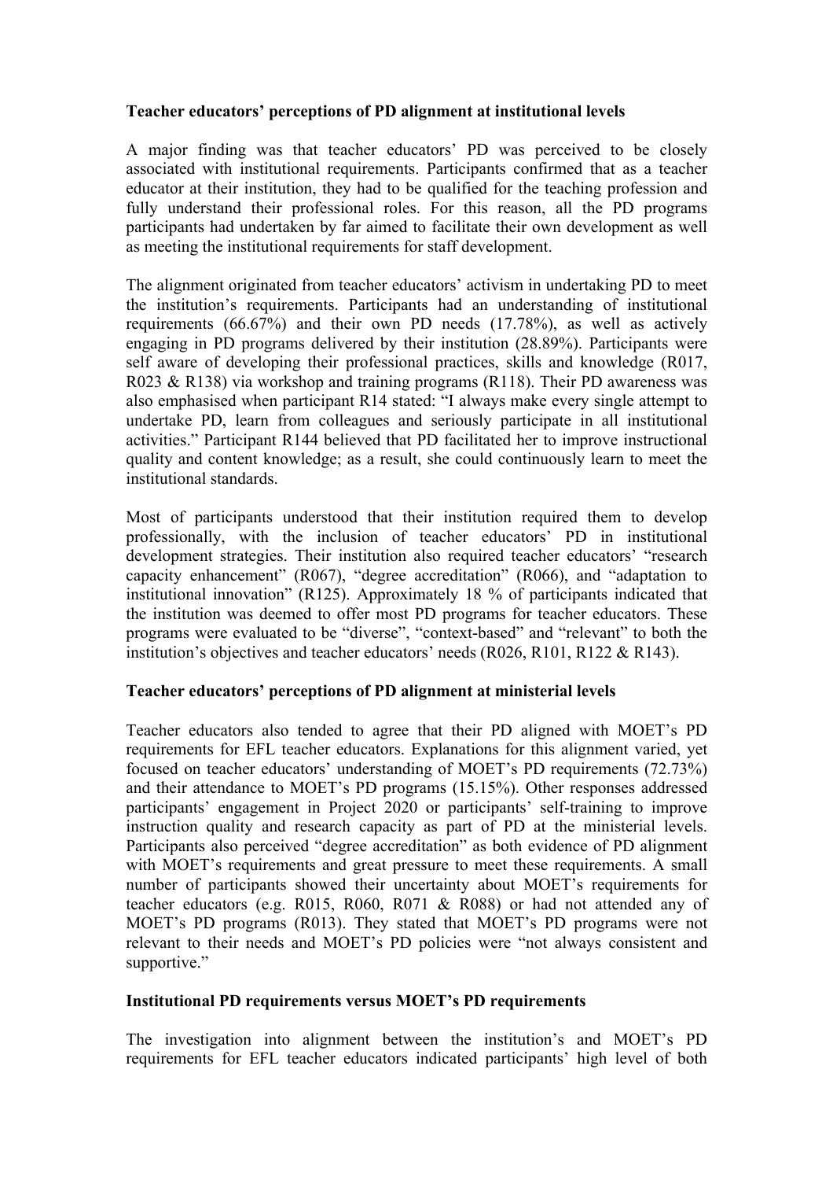**Teacher educators' perceptions of PD alignment at institutional levels**

A major finding was that teacher educators' PD was perceived to be closely associated with institutional requirements. Participants confirmed that as a teacher educator at their institution, they had to be qualified for the teaching profession and fully understand their professional roles. For this reason, all the PD programs participants had undertaken by far aimed to facilitate their own development as well as meeting the institutional requirements for staff development.

The alignment originated from teacher educators' activism in undertaking PD to meet the institution's requirements. Participants had an understanding of institutional requirements (66.67%) and their own PD needs (17.78%), as well as actively engaging in PD programs delivered by their institution (28.89%). Participants were self aware of developing their professional practices, skills and knowledge (R017, R023 & R138) via workshop and training programs (R118). Their PD awareness was also emphasised when participant R14 stated: "I always make every single attempt to undertake PD, learn from colleagues and seriously participate in all institutional activities." Participant R144 believed that PD facilitated her to improve instructional quality and content knowledge; as a result, she could continuously learn to meet the institutional standards.

Most of participants understood that their institution required them to develop professionally, with the inclusion of teacher educators' PD in institutional development strategies. Their institution also required teacher educators' "research capacity enhancement" (R067), "degree accreditation" (R066), and "adaptation to institutional innovation" (R125). Approximately 18 % of participants indicated that the institution was deemed to offer most PD programs for teacher educators. These programs were evaluated to be "diverse", "context-based" and "relevant" to both the institution's objectives and teacher educators' needs (R026, R101, R122 & R143).

**Teacher educators' perceptions of PD alignment at ministerial levels**

Teacher educators also tended to agree that their PD aligned with MOET's PD requirements for EFL teacher educators. Explanations for this alignment varied, yet focused on teacher educators' understanding of MOET's PD requirements (72.73%) and their attendance to MOET's PD programs (15.15%). Other responses addressed participants' engagement in Project 2020 or participants' self-training to improve instruction quality and research capacity as part of PD at the ministerial levels. Participants also perceived "degree accreditation" as both evidence of PD alignment with MOET's requirements and great pressure to meet these requirements. A small number of participants showed their uncertainty about MOET's requirements for teacher educators (e.g. R015, R060, R071 & R088) or had not attended any of MOET's PD programs (R013). They stated that MOET's PD programs were not relevant to their needs and MOET's PD policies were "not always consistent and supportive."

**Institutional PD requirements versus MOET's PD requirements**

The investigation into alignment between the institution's and MOET's PD requirements for EFL teacher educators indicated participants' high level of both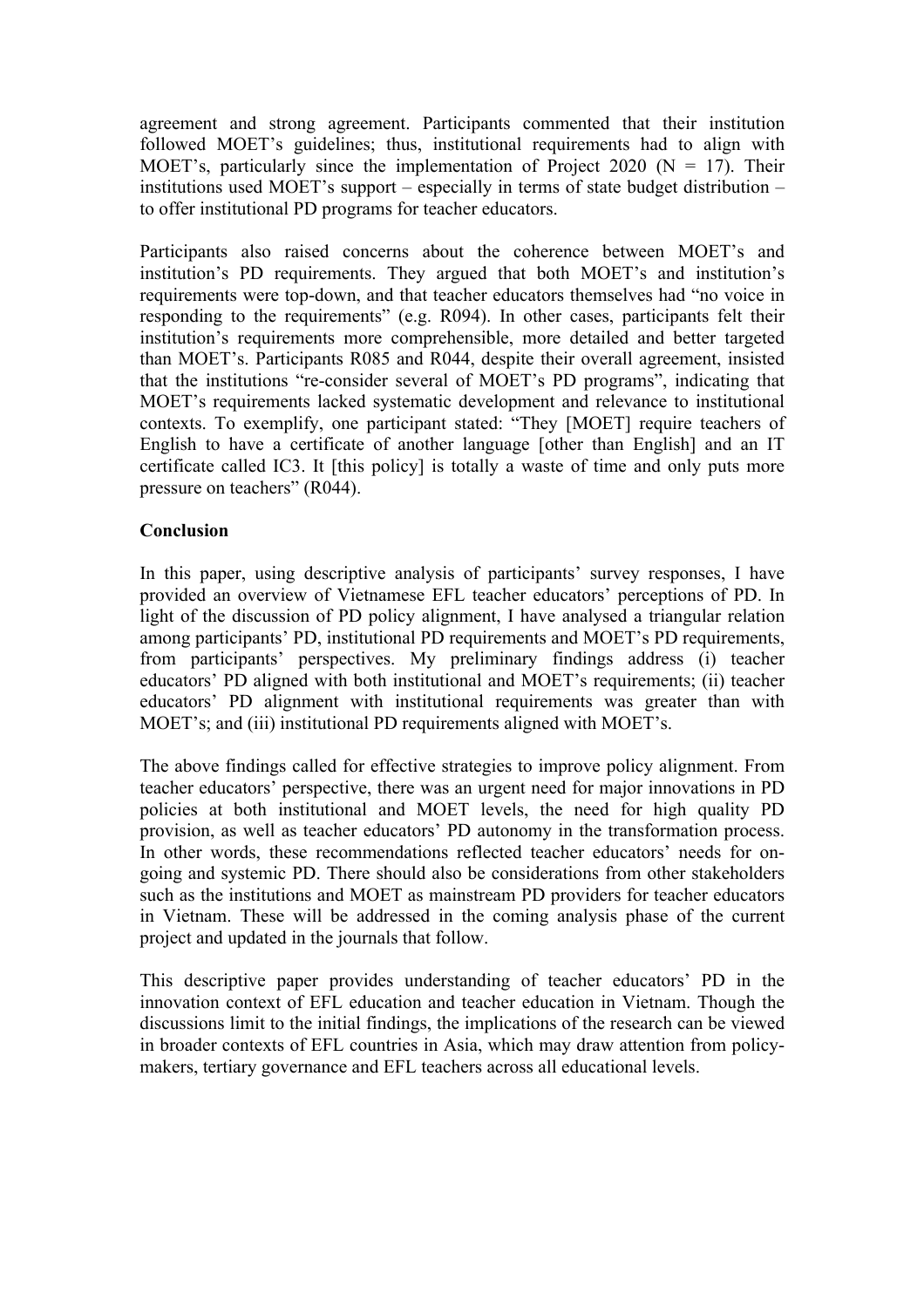agreement and strong agreement. Participants commented that their institution followed MOET's guidelines; thus, institutional requirements had to align with MOET's, particularly since the implementation of Project 2020 (N = 17). Their institutions used MOET's support – especially in terms of state budget distribution – to offer institutional PD programs for teacher educators.

Participants also raised concerns about the coherence between MOET's and institution's PD requirements. They argued that both MOET's and institution's requirements were top-down, and that teacher educators themselves had "no voice in responding to the requirements" (e.g. R094). In other cases, participants felt their institution's requirements more comprehensible, more detailed and better targeted than MOET's. Participants R085 and R044, despite their overall agreement, insisted that the institutions "re-consider several of MOET's PD programs", indicating that MOET's requirements lacked systematic development and relevance to institutional contexts. To exemplify, one participant stated: "They [MOET] require teachers of English to have a certificate of another language [other than English] and an IT certificate called IC3. It [this policy] is totally a waste of time and only puts more pressure on teachers" (R044).

**Conclusion**

In this paper, using descriptive analysis of participants' survey responses, I have provided an overview of Vietnamese EFL teacher educators' perceptions of PD. In light of the discussion of PD policy alignment, I have analysed a triangular relation among participants' PD, institutional PD requirements and MOET's PD requirements, from participants' perspectives. My preliminary findings address (i) teacher educators' PD aligned with both institutional and MOET's requirements; (ii) teacher educators' PD alignment with institutional requirements was greater than with MOET's; and (iii) institutional PD requirements aligned with MOET's.

The above findings called for effective strategies to improve policy alignment. From teacher educators' perspective, there was an urgent need for major innovations in PD policies at both institutional and MOET levels, the need for high quality PD provision, as well as teacher educators' PD autonomy in the transformation process. In other words, these recommendations reflected teacher educators' needs for on-going and systemic PD. There should also be considerations from other stakeholders such as the institutions and MOET as mainstream PD providers for teacher educators in Vietnam. These will be addressed in the coming analysis phase of the current project and updated in the journals that follow.

This descriptive paper provides understanding of teacher educators' PD in the innovation context of EFL education and teacher education in Vietnam. Though the discussions limit to the initial findings, the implications of the research can be viewed in broader contexts of EFL countries in Asia, which may draw attention from policy-makers, tertiary governance and EFL teachers across all educational levels.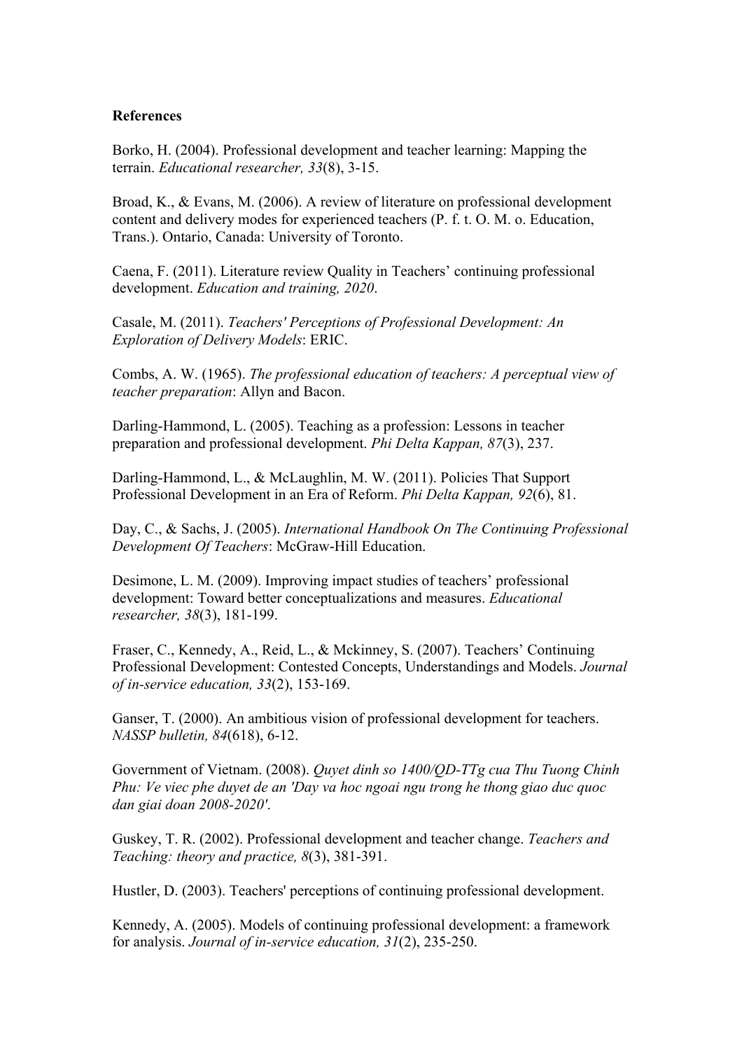**References**

Borko, H. (2004). Professional development and teacher learning: Mapping the terrain. *Educational researcher, 33*(8), 3-15.

Broad, K., & Evans, M. (2006). A review of literature on professional development content and delivery modes for experienced teachers (P. f. t. O. M. o. Education, Trans.). Ontario, Canada: University of Toronto.

Caena, F. (2011). Literature review Quality in Teachers' continuing professional development. *Education and training, 2020*.

Casale, M. (2011). *Teachers' Perceptions of Professional Development: An Exploration of Delivery Models*: ERIC.

Combs, A. W. (1965). *The professional education of teachers: A perceptual view of teacher preparation*: Allyn and Bacon.

Darling-Hammond, L. (2005). Teaching as a profession: Lessons in teacher preparation and professional development. *Phi Delta Kappan, 87*(3), 237.

Darling-Hammond, L., & McLaughlin, M. W. (2011). Policies That Support Professional Development in an Era of Reform. *Phi Delta Kappan, 92*(6), 81.

Day, C., & Sachs, J. (2005). *International Handbook On The Continuing Professional Development Of Teachers*: McGraw-Hill Education.

Desimone, L. M. (2009). Improving impact studies of teachers' professional development: Toward better conceptualizations and measures. *Educational researcher, 38*(3), 181-199.

Fraser, C., Kennedy, A., Reid, L., & Mckinney, S. (2007). Teachers' Continuing Professional Development: Contested Concepts, Understandings and Models. *Journal of in-service education, 33*(2), 153-169.

Ganser, T. (2000). An ambitious vision of professional development for teachers. *NASSP bulletin, 84*(618), 6-12.

Government of Vietnam. (2008). *Quyet dinh so 1400/QD-TTg cua Thu Tuong Chinh Phu: Ve viec phe duyet de an 'Day va hoc ngoai ngu trong he thong giao duc quoc dan giai doan 2008-2020'*.

Guskey, T. R. (2002). Professional development and teacher change. *Teachers and Teaching: theory and practice, 8*(3), 381-391.

Hustler, D. (2003). Teachers' perceptions of continuing professional development.

Kennedy, A. (2005). Models of continuing professional development: a framework for analysis. *Journal of in-service education, 31*(2), 235-250.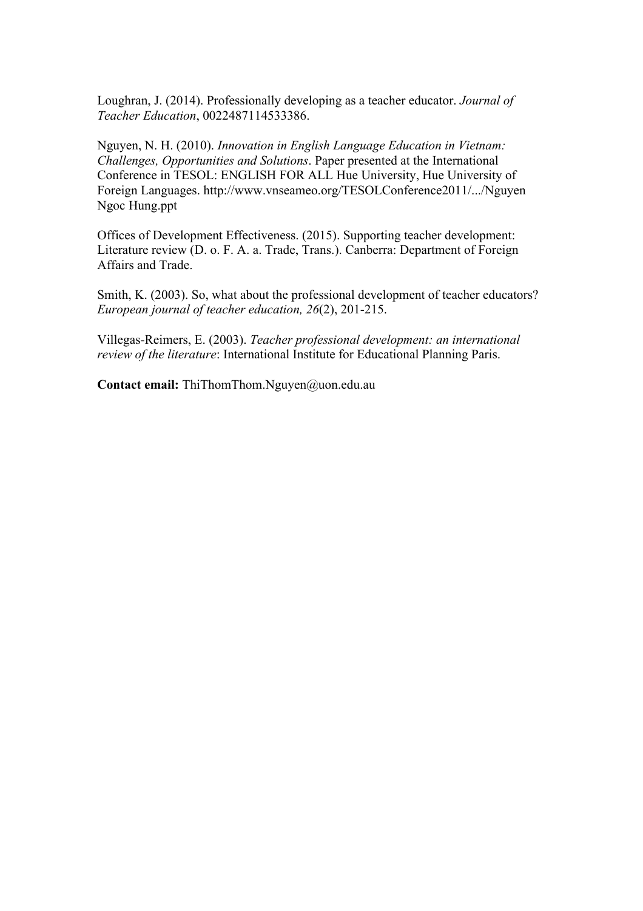Loughran, J. (2014). Professionally developing as a teacher educator. *Journal of Teacher Education*, 0022487114533386.

Nguyen, N. H. (2010). *Innovation in English Language Education in Vietnam: Challenges, Opportunities and Solutions*. Paper presented at the International Conference in TESOL: ENGLISH FOR ALL Hue University, Hue University of Foreign Languages. http://www.vnseameo.org/TESOLConference2011/.../Nguyen Ngoc Hung.ppt

Offices of Development Effectiveness. (2015). Supporting teacher development: Literature review (D. o. F. A. a. Trade, Trans.). Canberra: Department of Foreign Affairs and Trade.

Smith, K. (2003). So, what about the professional development of teacher educators? *European journal of teacher education, 26*(2), 201-215.

Villegas-Reimers, E. (2003). *Teacher professional development: an international review of the literature*: International Institute for Educational Planning Paris.

**Contact email:** ThiThomThom.Nguyen@uon.edu.au